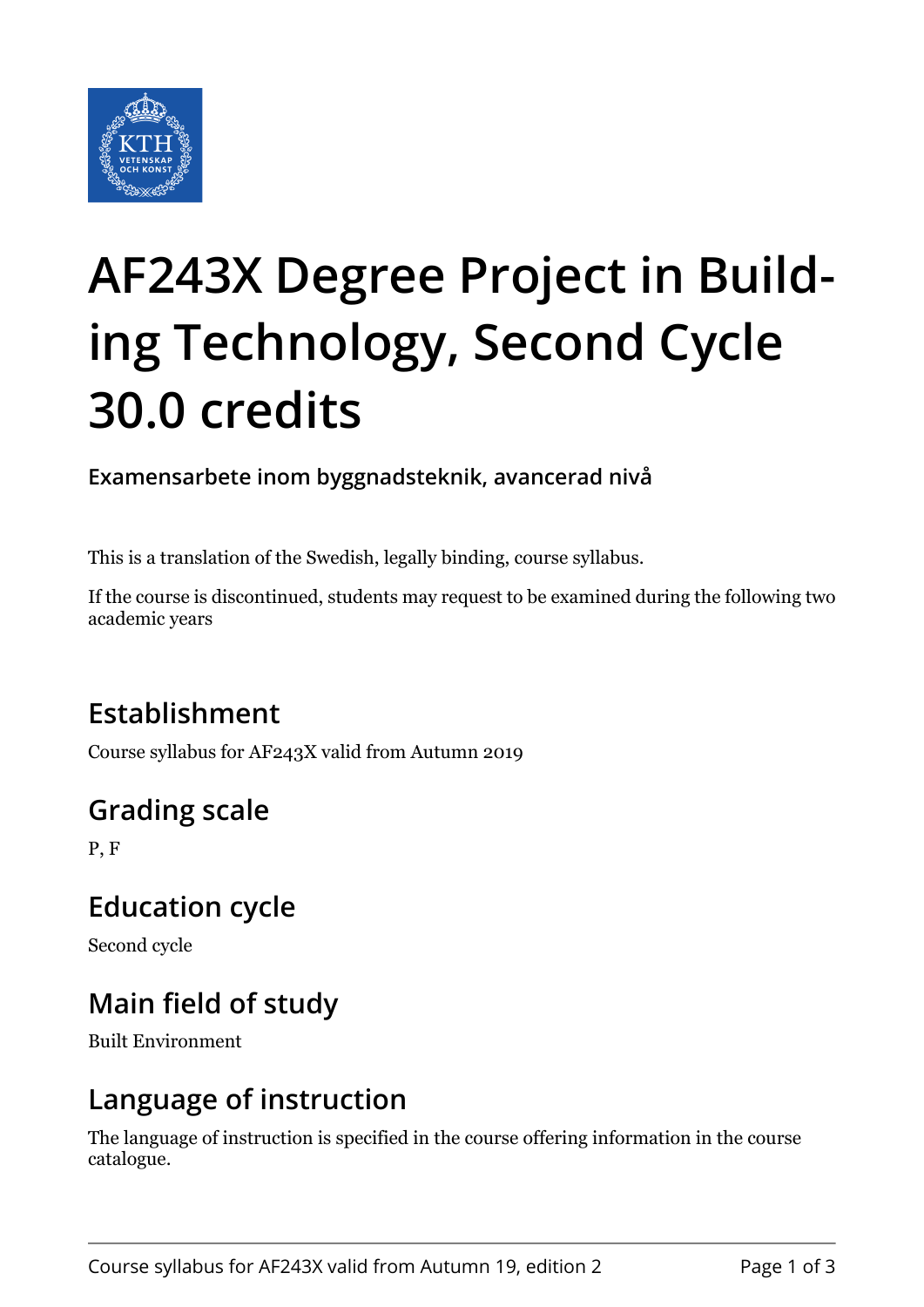# AF243X Degree Project in Building Technology, Second Cycle 30.0 credits

**Examensarbete inom byggnadsteknik, avancerad nivå**

This is a translation of the Swedish, legally binding, course syllabus.

If the course is discontinued, students may request to be examined during the following two academic years

## Establishment

Course syllabus for AF243X valid from Autumn 2019

## Grading scale

P, F

## Education cycle

Second cycle

## Main field of study

Built Environment

## Language of instruction

The language of instruction is specified in the course offering information in the course catalogue.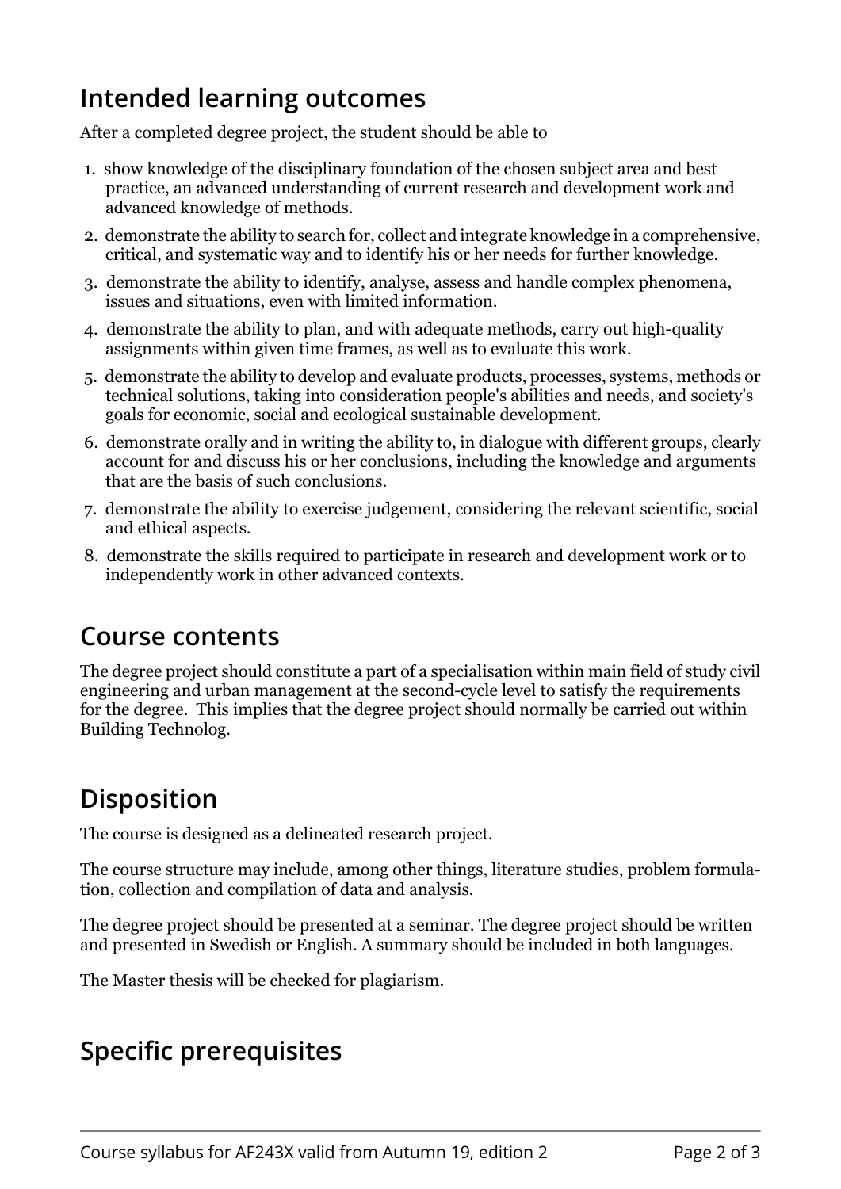## Intended learning outcomes

After a completed degree project, the student should be able to

1. show knowledge of the disciplinary foundation of the chosen subject area and best practice, an advanced understanding of current research and development work and advanced knowledge of methods.
2. demonstrate the ability to search for, collect and integrate knowledge in a comprehensive, critical, and systematic way and to identify his or her needs for further knowledge.
3. demonstrate the ability to identify, analyse, assess and handle complex phenomena, issues and situations, even with limited information.
4. demonstrate the ability to plan, and with adequate methods, carry out high-quality assignments within given time frames, as well as to evaluate this work.
5. demonstrate the ability to develop and evaluate products, processes, systems, methods or technical solutions, taking into consideration people's abilities and needs, and society's goals for economic, social and ecological sustainable development.
6. demonstrate orally and in writing the ability to, in dialogue with different groups, clearly account for and discuss his or her conclusions, including the knowledge and arguments that are the basis of such conclusions.
7. demonstrate the ability to exercise judgement, considering the relevant scientific, social and ethical aspects.
8. demonstrate the skills required to participate in research and development work or to independently work in other advanced contexts.

## Course contents

The degree project should constitute a part of a specialisation within main field of study civil engineering and urban management at the second-cycle level to satisfy the requirements for the degree. This implies that the degree project should normally be carried out within Building Technolog.

## Disposition

The course is designed as a delineated research project.

The course structure may include, among other things, literature studies, problem formulation, collection and compilation of data and analysis.

The degree project should be presented at a seminar. The degree project should be written and presented in Swedish or English. A summary should be included in both languages.

The Master thesis will be checked for plagiarism.

## Specific prerequisites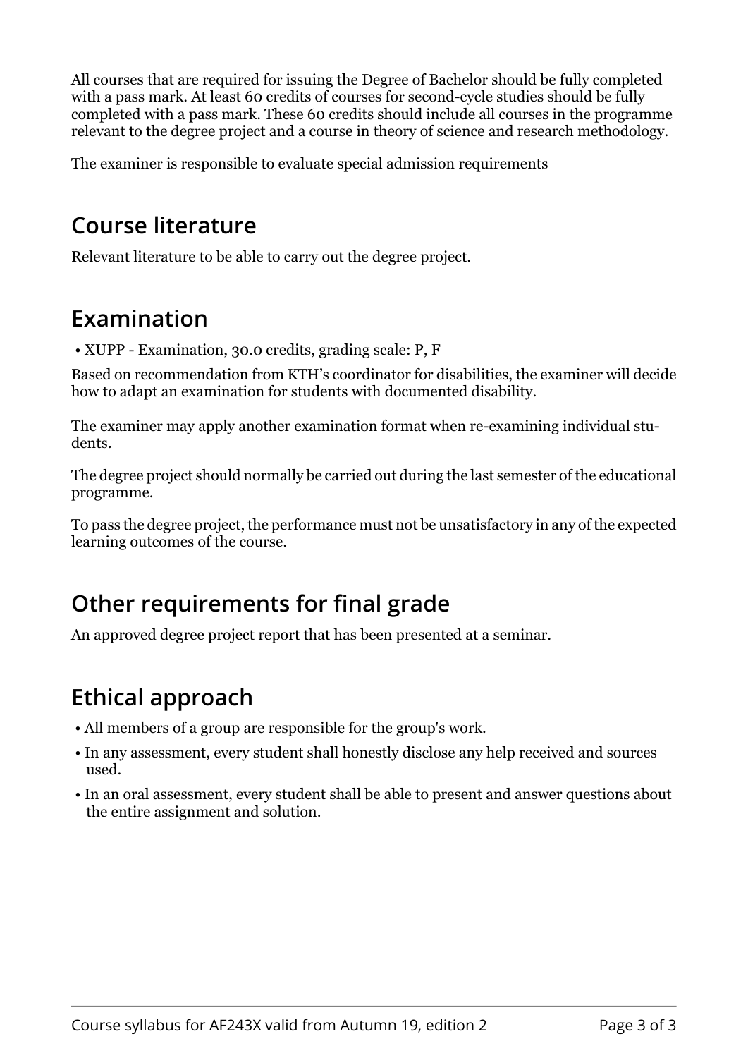All courses that are required for issuing the Degree of Bachelor should be fully completed with a pass mark. At least 60 credits of courses for second-cycle studies should be fully completed with a pass mark. These 60 credits should include all courses in the programme relevant to the degree project and a course in theory of science and research methodology.

The examiner is responsible to evaluate special admission requirements

## Course literature

Relevant literature to be able to carry out the degree project.

## Examination

- XUPP - Examination, 30.0 credits, grading scale: P, F

Based on recommendation from KTH's coordinator for disabilities, the examiner will decide how to adapt an examination for students with documented disability.

The examiner may apply another examination format when re-examining individual students.

The degree project should normally be carried out during the last semester of the educational programme.

To pass the degree project, the performance must not be unsatisfactory in any of the expected learning outcomes of the course.

## Other requirements for final grade

An approved degree project report that has been presented at a seminar.

## Ethical approach

- All members of a group are responsible for the group's work.
- In any assessment, every student shall honestly disclose any help received and sources used.
- In an oral assessment, every student shall be able to present and answer questions about the entire assignment and solution.